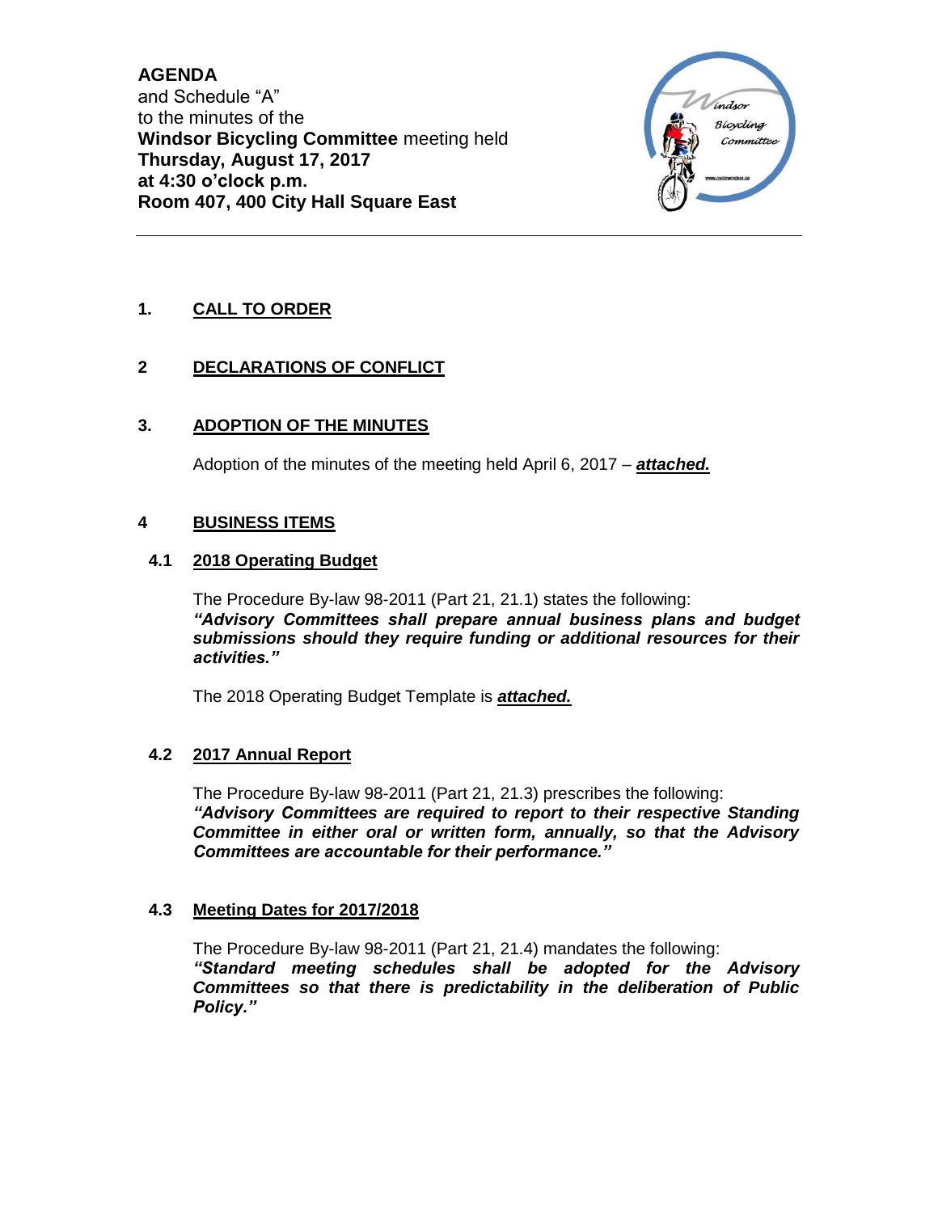**AGENDA**
and Schedule "A"
to the minutes of the
**Windsor Bicycling Committee** meeting held
**Thursday, August 17, 2017**
**at 4:30 o'clock p.m.**
**Room 407, 400 City Hall Square East**

## 1. CALL TO ORDER

## 2 DECLARATIONS OF CONFLICT

## 3. ADOPTION OF THE MINUTES

Adoption of the minutes of the meeting held April 6, 2017 – ***attached.***

## 4 BUSINESS ITEMS

### 4.1 2018 Operating Budget

The Procedure By-law 98-2011 (Part 21, 21.1) states the following:
***"Advisory Committees shall prepare annual business plans and budget submissions should they require funding or additional resources for their activities."***

The 2018 Operating Budget Template is ***attached.***

### 4.2 2017 Annual Report

The Procedure By-law 98-2011 (Part 21, 21.3) prescribes the following:
***"Advisory Committees are required to report to their respective Standing Committee in either oral or written form, annually, so that the Advisory Committees are accountable for their performance."***

### 4.3 Meeting Dates for 2017/2018

The Procedure By-law 98-2011 (Part 21, 21.4) mandates the following:
***"Standard meeting schedules shall be adopted for the Advisory Committees so that there is predictability in the deliberation of Public Policy."***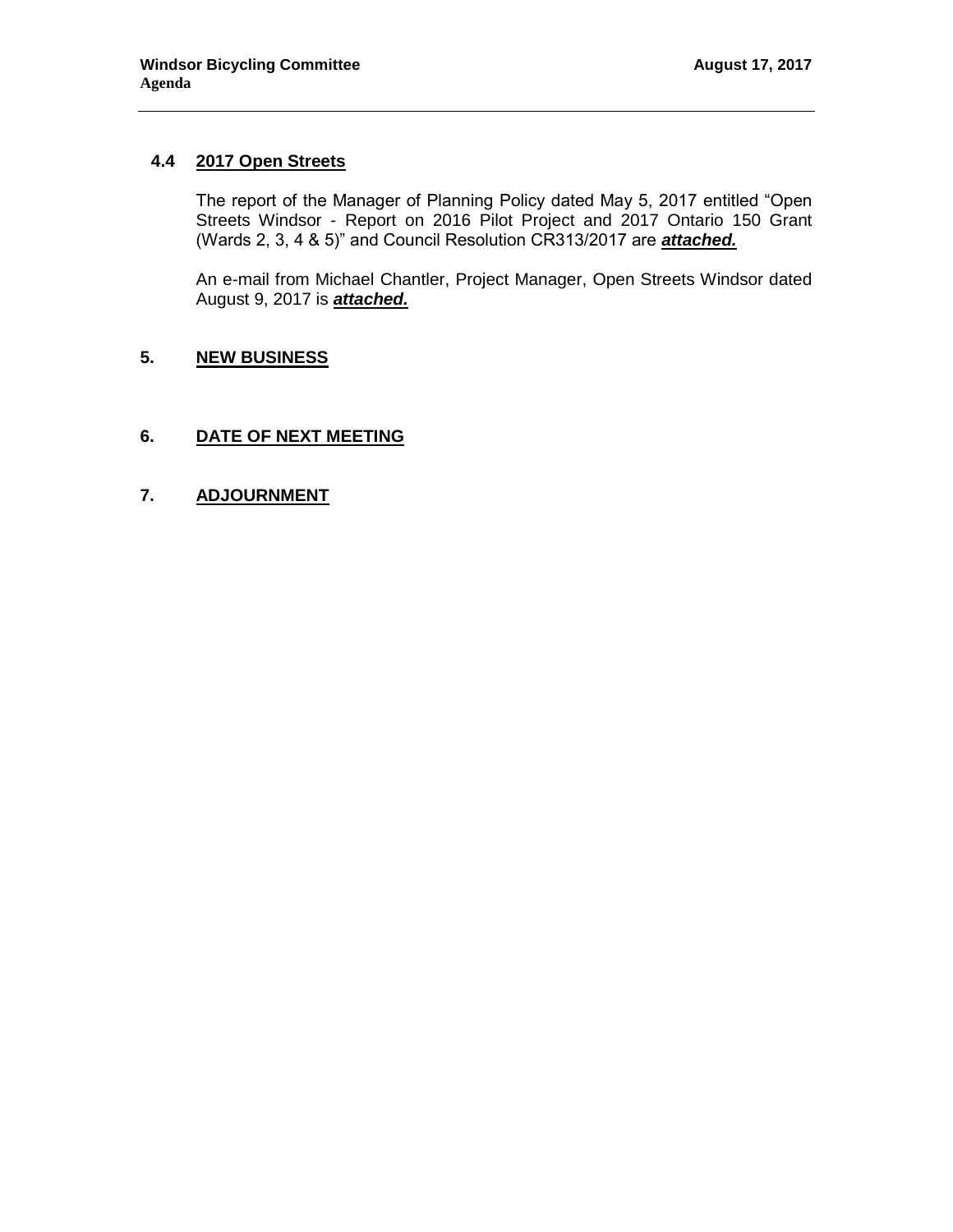### 4.4 **2017 Open Streets**

The report of the Manager of Planning Policy dated May 5, 2017 entitled "Open Streets Windsor - Report on 2016 Pilot Project and 2017 Ontario 150 Grant (Wards 2, 3, 4 & 5)" and Council Resolution CR313/2017 are ***attached.***

An e-mail from Michael Chantler, Project Manager, Open Streets Windsor dated August 9, 2017 is ***attached.***

## 5. **NEW BUSINESS**

## 6. **DATE OF NEXT MEETING**

## 7. **ADJOURNMENT**